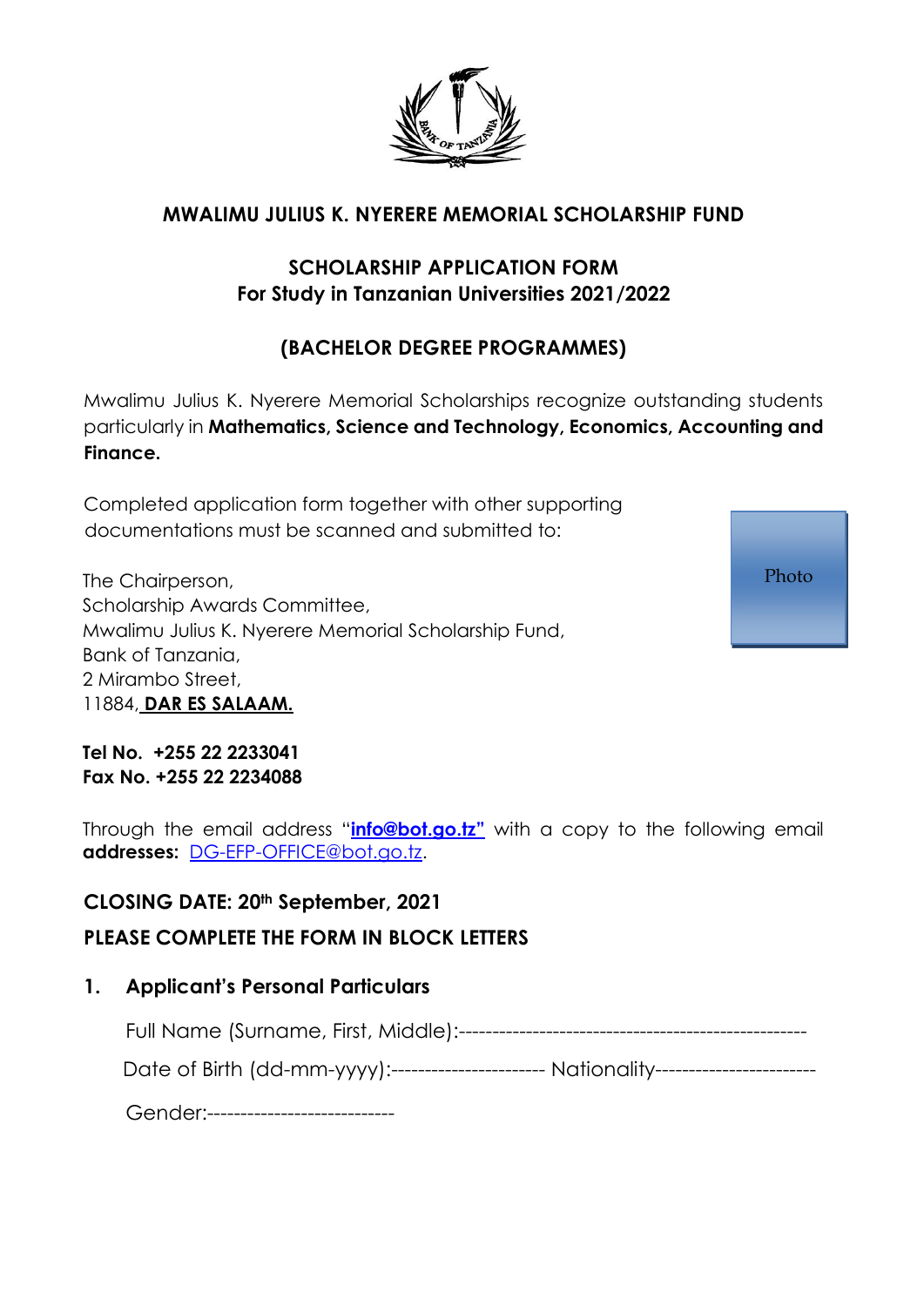## MWALIMU JULIUS K. NYERERE MEMORIAL SCHOLARSHIP FUND

### SCHOLARSHIP APPLICATION FORM
### For Study in Tanzanian Universities 2021/2022

### (BACHELOR DEGREE PROGRAMMES)

Mwalimu Julius K. Nyerere Memorial Scholarships recognize outstanding students particularly in **Mathematics, Science and Technology, Economics, Accounting and Finance.**

Completed application form together with other supporting documentations must be scanned and submitted to:

Photo

The Chairperson,
Scholarship Awards Committee,
Mwalimu Julius K. Nyerere Memorial Scholarship Fund,
Bank of Tanzania,
2 Mirambo Street,
11884, **DAR ES SALAAM.**

**Tel No. +255 22 2233041**
**Fax No. +255 22 2234088**

Through the email address "**info@bot.go.tz"** with a copy to the following email **addresses:** DG-EFP-OFFICE@bot.go.tz.

**CLOSING DATE: 20th September, 2021**

**PLEASE COMPLETE THE FORM IN BLOCK LETTERS**

### 1. Applicant's Personal Particulars

Full Name (Surname, First, Middle):----------------------------------------------------

Date of Birth (dd-mm-yyyy):----------------------- Nationality------------------------

Gender:----------------------------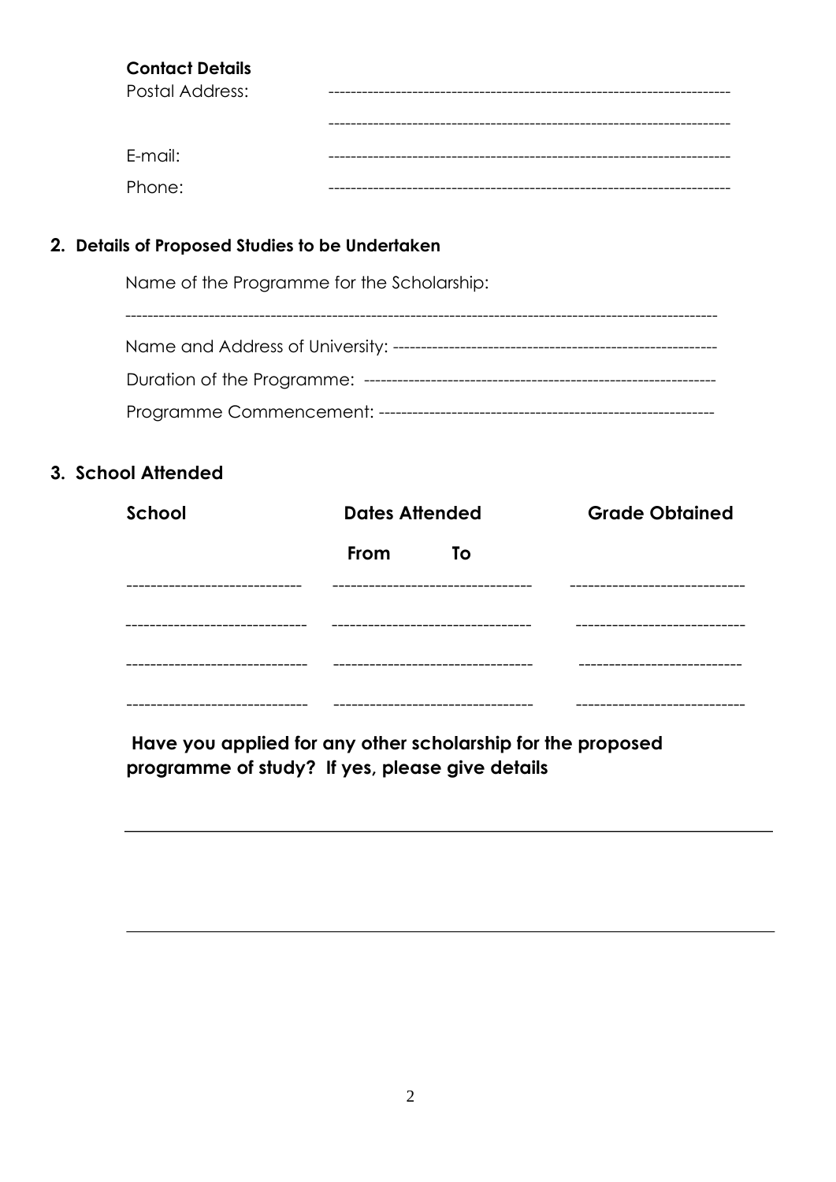**Contact Details**

Postal Address: -----------------------------------------------------------------------

-----------------------------------------------------------------------

E-mail: -----------------------------------------------------------------------

Phone: -----------------------------------------------------------------------

## 2. Details of Proposed Studies to be Undertaken

Name of the Programme for the Scholarship:

-----------------------------------------------------------------------------------------------------

Name and Address of University: ---------------------------------------------------------

Duration of the Programme: ---------------------------------------------------------------

Programme Commencement: -----------------------------------------------------------

## 3. School Attended

| School | Dates Attended | | Grade Obtained |
|---|---|---|---|
| | From | To | |
| ----------------------------- | ---------------- | ---------------- | ----------------------------- |
| ------------------------------ | ---------------- | ---------------- | ---------------------------- |
| ------------------------------ | ---------------- | ---------------- | --------------------------- |
| ------------------------------ | ---------------- | ---------------- | ---------------------------- |

**Have you applied for any other scholarship for the proposed programme of study? If yes, please give details**

\_\_\_\_\_\_\_\_\_\_\_\_\_\_\_\_\_\_\_\_\_\_\_\_\_\_\_\_\_\_\_\_\_\_\_\_\_\_\_\_\_\_\_\_\_\_\_\_\_\_\_\_\_\_\_\_\_\_\_\_\_\_\_\_\_\_\_\_

\_\_\_\_\_\_\_\_\_\_\_\_\_\_\_\_\_\_\_\_\_\_\_\_\_\_\_\_\_\_\_\_\_\_\_\_\_\_\_\_\_\_\_\_\_\_\_\_\_\_\_\_\_\_\_\_\_\_\_\_\_\_\_\_\_\_\_\_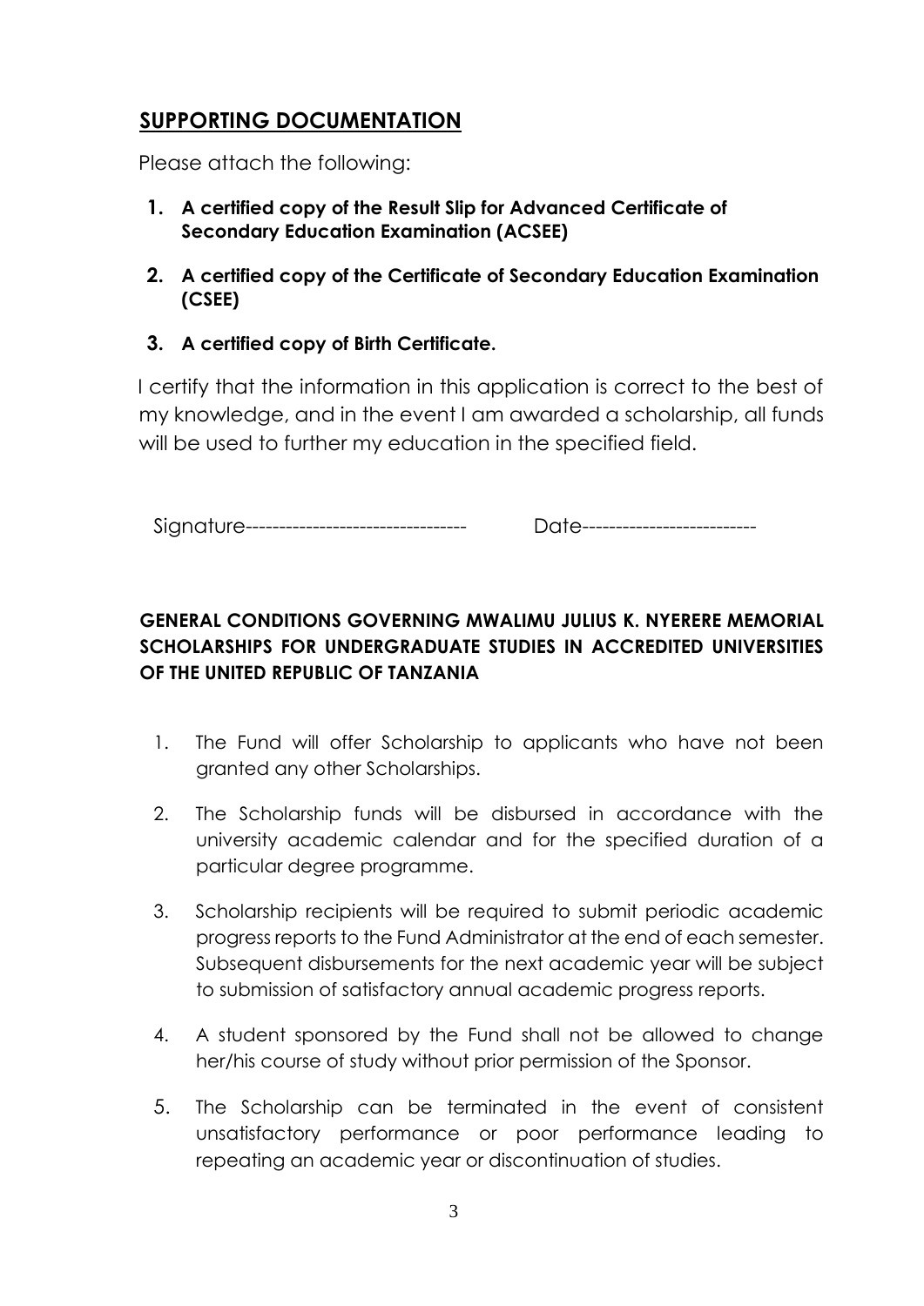## SUPPORTING DOCUMENTATION

Please attach the following:

1. **A certified copy of the Result Slip for Advanced Certificate of Secondary Education Examination (ACSEE)**
2. **A certified copy of the Certificate of Secondary Education Examination (CSEE)**
3. **A certified copy of Birth Certificate.**

I certify that the information in this application is correct to the best of my knowledge, and in the event I am awarded a scholarship, all funds will be used to further my education in the specified field.

Signature---------------------------------     Date--------------------------

**GENERAL CONDITIONS GOVERNING MWALIMU JULIUS K. NYERERE MEMORIAL SCHOLARSHIPS FOR UNDERGRADUATE STUDIES IN ACCREDITED UNIVERSITIES OF THE UNITED REPUBLIC OF TANZANIA**

1. The Fund will offer Scholarship to applicants who have not been granted any other Scholarships.
2. The Scholarship funds will be disbursed in accordance with the university academic calendar and for the specified duration of a particular degree programme.
3. Scholarship recipients will be required to submit periodic academic progress reports to the Fund Administrator at the end of each semester. Subsequent disbursements for the next academic year will be subject to submission of satisfactory annual academic progress reports.
4. A student sponsored by the Fund shall not be allowed to change her/his course of study without prior permission of the Sponsor.
5. The Scholarship can be terminated in the event of consistent unsatisfactory performance or poor performance leading to repeating an academic year or discontinuation of studies.